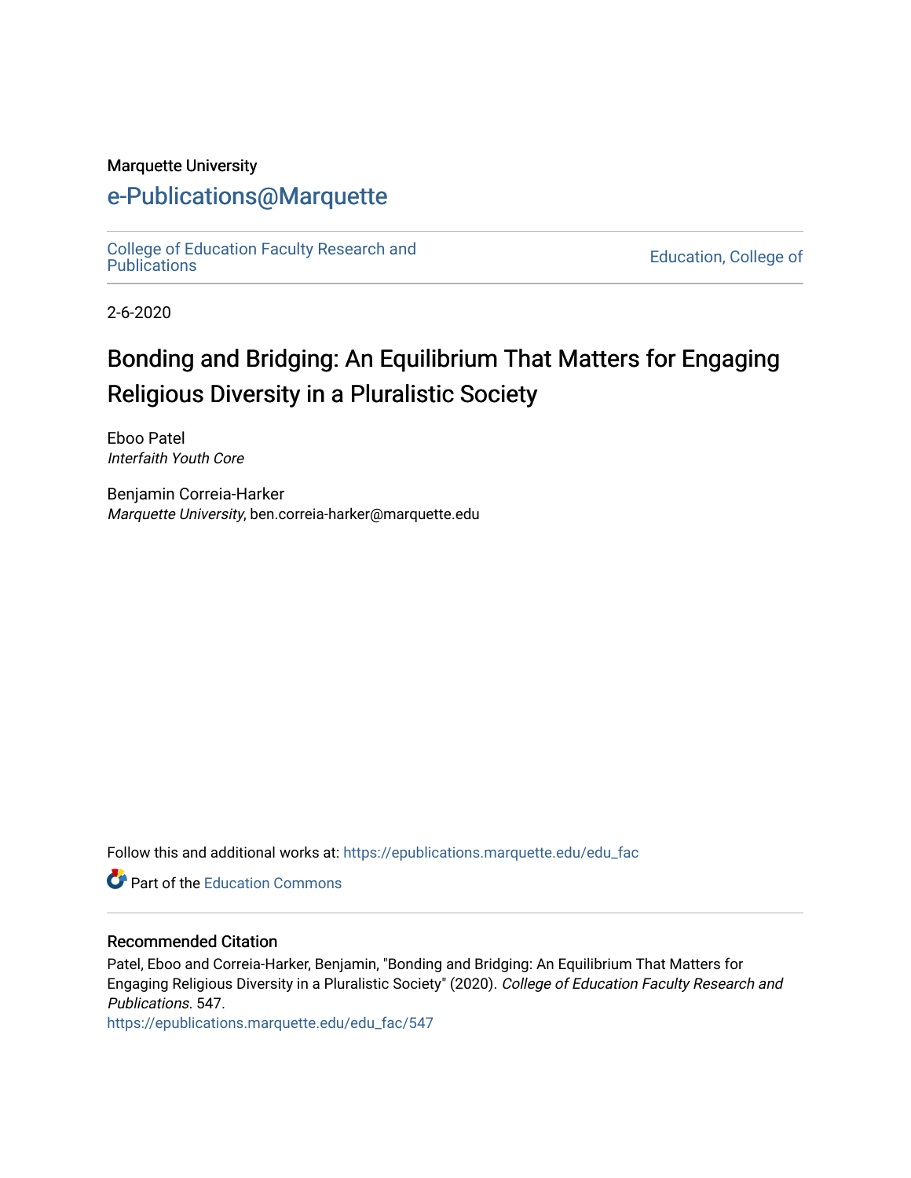Marquette University

# e-Publications@Marquette

College of Education Faculty Research and Publications

Education, College of

2-6-2020

# Bonding and Bridging: An Equilibrium That Matters for Engaging Religious Diversity in a Pluralistic Society

Eboo Patel
*Interfaith Youth Core*

Benjamin Correia-Harker
*Marquette University*, ben.correia-harker@marquette.edu

Follow this and additional works at: https://epublications.marquette.edu/edu_fac

Part of the Education Commons

## Recommended Citation

Patel, Eboo and Correia-Harker, Benjamin, "Bonding and Bridging: An Equilibrium That Matters for Engaging Religious Diversity in a Pluralistic Society" (2020). *College of Education Faculty Research and Publications*. 547.
https://epublications.marquette.edu/edu_fac/547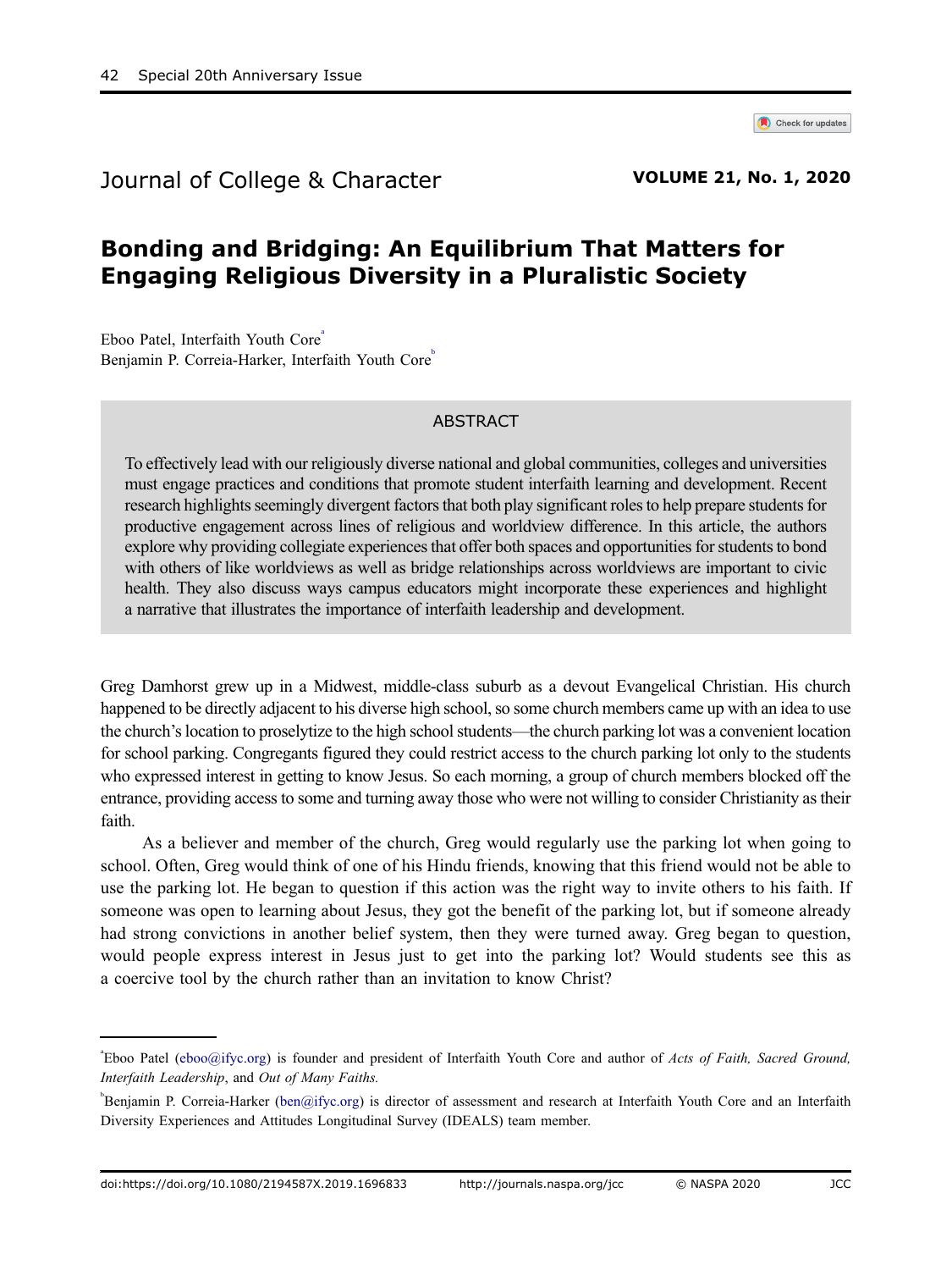Journal of College & Character

**VOLUME 21, No. 1, 2020**

# Bonding and Bridging: An Equilibrium That Matters for Engaging Religious Diversity in a Pluralistic Society

Eboo Patel, Interfaith Youth Core[a]
Benjamin P. Correia-Harker, Interfaith Youth Core[b]

## ABSTRACT

To effectively lead with our religiously diverse national and global communities, colleges and universities must engage practices and conditions that promote student interfaith learning and development. Recent research highlights seemingly divergent factors that both play significant roles to help prepare students for productive engagement across lines of religious and worldview difference. In this article, the authors explore why providing collegiate experiences that offer both spaces and opportunities for students to bond with others of like worldviews as well as bridge relationships across worldviews are important to civic health. They also discuss ways campus educators might incorporate these experiences and highlight a narrative that illustrates the importance of interfaith leadership and development.

Greg Damhorst grew up in a Midwest, middle-class suburb as a devout Evangelical Christian. His church happened to be directly adjacent to his diverse high school, so some church members came up with an idea to use the church's location to proselytize to the high school students—the church parking lot was a convenient location for school parking. Congregants figured they could restrict access to the church parking lot only to the students who expressed interest in getting to know Jesus. So each morning, a group of church members blocked off the entrance, providing access to some and turning away those who were not willing to consider Christianity as their faith.

As a believer and member of the church, Greg would regularly use the parking lot when going to school. Often, Greg would think of one of his Hindu friends, knowing that this friend would not be able to use the parking lot. He began to question if this action was the right way to invite others to his faith. If someone was open to learning about Jesus, they got the benefit of the parking lot, but if someone already had strong convictions in another belief system, then they were turned away. Greg began to question, would people express interest in Jesus just to get into the parking lot? Would students see this as a coercive tool by the church rather than an invitation to know Christ?

---

[a]Eboo Patel (eboo@ifyc.org) is founder and president of Interfaith Youth Core and author of *Acts of Faith, Sacred Ground, Interfaith Leadership*, and *Out of Many Faiths.*

[b]Benjamin P. Correia-Harker (ben@ifyc.org) is director of assessment and research at Interfaith Youth Core and an Interfaith Diversity Experiences and Attitudes Longitudinal Survey (IDEALS) team member.

doi:https://doi.org/10.1080/2194587X.2019.1696833 http://journals.naspa.org/jcc © NASPA 2020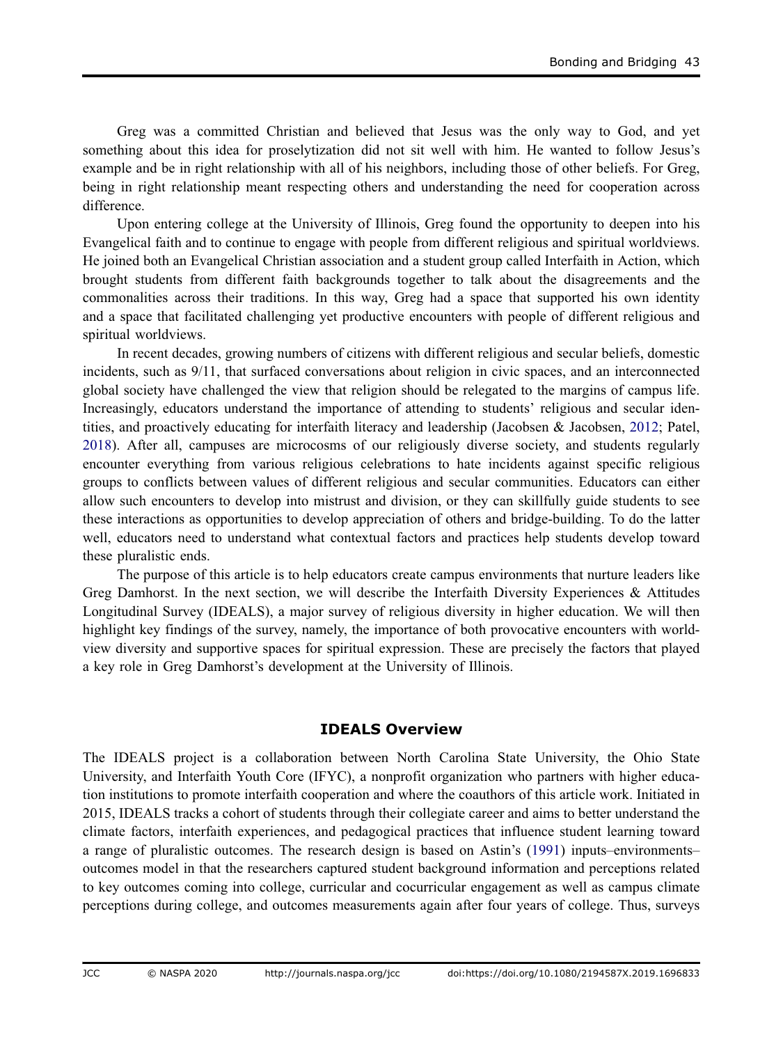Greg was a committed Christian and believed that Jesus was the only way to God, and yet something about this idea for proselytization did not sit well with him. He wanted to follow Jesus's example and be in right relationship with all of his neighbors, including those of other beliefs. For Greg, being in right relationship meant respecting others and understanding the need for cooperation across difference.

Upon entering college at the University of Illinois, Greg found the opportunity to deepen into his Evangelical faith and to continue to engage with people from different religious and spiritual worldviews. He joined both an Evangelical Christian association and a student group called Interfaith in Action, which brought students from different faith backgrounds together to talk about the disagreements and the commonalities across their traditions. In this way, Greg had a space that supported his own identity and a space that facilitated challenging yet productive encounters with people of different religious and spiritual worldviews.

In recent decades, growing numbers of citizens with different religious and secular beliefs, domestic incidents, such as 9/11, that surfaced conversations about religion in civic spaces, and an interconnected global society have challenged the view that religion should be relegated to the margins of campus life. Increasingly, educators understand the importance of attending to students' religious and secular identities, and proactively educating for interfaith literacy and leadership (Jacobsen & Jacobsen, 2012; Patel, 2018). After all, campuses are microcosms of our religiously diverse society, and students regularly encounter everything from various religious celebrations to hate incidents against specific religious groups to conflicts between values of different religious and secular communities. Educators can either allow such encounters to develop into mistrust and division, or they can skillfully guide students to see these interactions as opportunities to develop appreciation of others and bridge-building. To do the latter well, educators need to understand what contextual factors and practices help students develop toward these pluralistic ends.

The purpose of this article is to help educators create campus environments that nurture leaders like Greg Damhorst. In the next section, we will describe the Interfaith Diversity Experiences & Attitudes Longitudinal Survey (IDEALS), a major survey of religious diversity in higher education. We will then highlight key findings of the survey, namely, the importance of both provocative encounters with worldview diversity and supportive spaces for spiritual expression. These are precisely the factors that played a key role in Greg Damhorst's development at the University of Illinois.

## IDEALS Overview

The IDEALS project is a collaboration between North Carolina State University, the Ohio State University, and Interfaith Youth Core (IFYC), a nonprofit organization who partners with higher education institutions to promote interfaith cooperation and where the coauthors of this article work. Initiated in 2015, IDEALS tracks a cohort of students through their collegiate career and aims to better understand the climate factors, interfaith experiences, and pedagogical practices that influence student learning toward a range of pluralistic outcomes. The research design is based on Astin's (1991) inputs–environments–outcomes model in that the researchers captured student background information and perceptions related to key outcomes coming into college, curricular and cocurricular engagement as well as campus climate perceptions during college, and outcomes measurements again after four years of college. Thus, surveys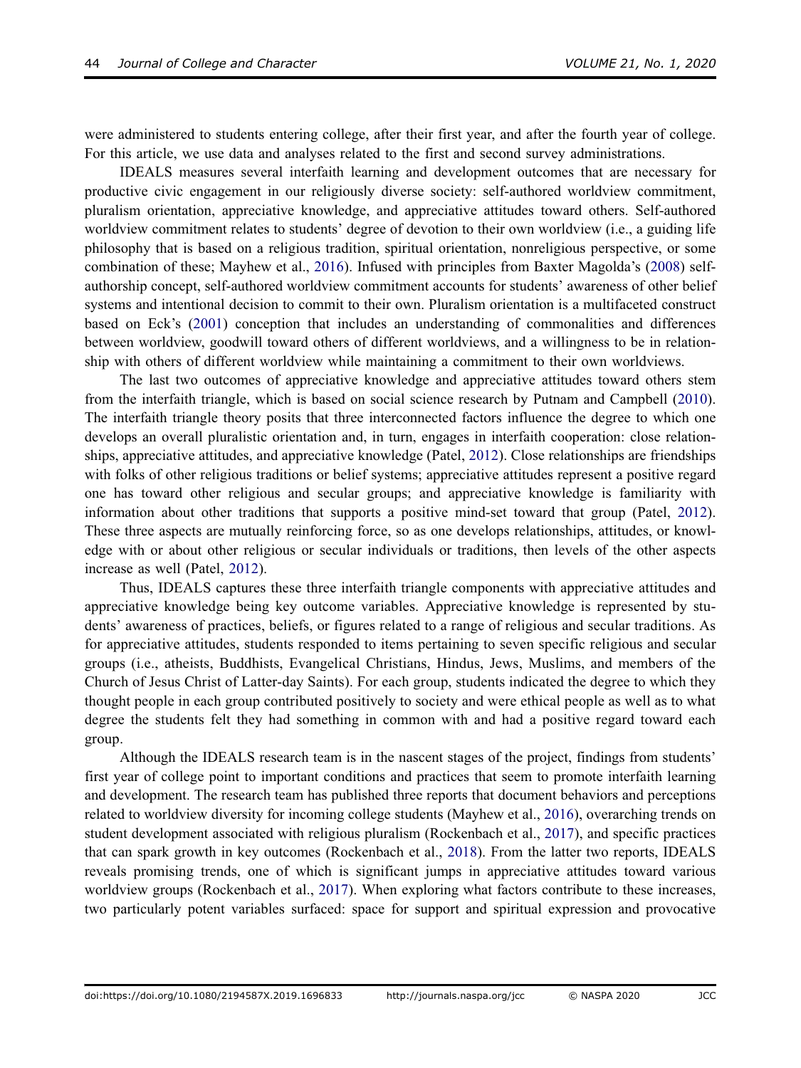were administered to students entering college, after their first year, and after the fourth year of college. For this article, we use data and analyses related to the first and second survey administrations.

IDEALS measures several interfaith learning and development outcomes that are necessary for productive civic engagement in our religiously diverse society: self-authored worldview commitment, pluralism orientation, appreciative knowledge, and appreciative attitudes toward others. Self-authored worldview commitment relates to students' degree of devotion to their own worldview (i.e., a guiding life philosophy that is based on a religious tradition, spiritual orientation, nonreligious perspective, or some combination of these; Mayhew et al., 2016). Infused with principles from Baxter Magolda's (2008) self-authorship concept, self-authored worldview commitment accounts for students' awareness of other belief systems and intentional decision to commit to their own. Pluralism orientation is a multifaceted construct based on Eck's (2001) conception that includes an understanding of commonalities and differences between worldview, goodwill toward others of different worldviews, and a willingness to be in relationship with others of different worldview while maintaining a commitment to their own worldviews.

The last two outcomes of appreciative knowledge and appreciative attitudes toward others stem from the interfaith triangle, which is based on social science research by Putnam and Campbell (2010). The interfaith triangle theory posits that three interconnected factors influence the degree to which one develops an overall pluralistic orientation and, in turn, engages in interfaith cooperation: close relationships, appreciative attitudes, and appreciative knowledge (Patel, 2012). Close relationships are friendships with folks of other religious traditions or belief systems; appreciative attitudes represent a positive regard one has toward other religious and secular groups; and appreciative knowledge is familiarity with information about other traditions that supports a positive mind-set toward that group (Patel, 2012). These three aspects are mutually reinforcing force, so as one develops relationships, attitudes, or knowledge with or about other religious or secular individuals or traditions, then levels of the other aspects increase as well (Patel, 2012).

Thus, IDEALS captures these three interfaith triangle components with appreciative attitudes and appreciative knowledge being key outcome variables. Appreciative knowledge is represented by students' awareness of practices, beliefs, or figures related to a range of religious and secular traditions. As for appreciative attitudes, students responded to items pertaining to seven specific religious and secular groups (i.e., atheists, Buddhists, Evangelical Christians, Hindus, Jews, Muslims, and members of the Church of Jesus Christ of Latter-day Saints). For each group, students indicated the degree to which they thought people in each group contributed positively to society and were ethical people as well as to what degree the students felt they had something in common with and had a positive regard toward each group.

Although the IDEALS research team is in the nascent stages of the project, findings from students' first year of college point to important conditions and practices that seem to promote interfaith learning and development. The research team has published three reports that document behaviors and perceptions related to worldview diversity for incoming college students (Mayhew et al., 2016), overarching trends on student development associated with religious pluralism (Rockenbach et al., 2017), and specific practices that can spark growth in key outcomes (Rockenbach et al., 2018). From the latter two reports, IDEALS reveals promising trends, one of which is significant jumps in appreciative attitudes toward various worldview groups (Rockenbach et al., 2017). When exploring what factors contribute to these increases, two particularly potent variables surfaced: space for support and spiritual expression and provocative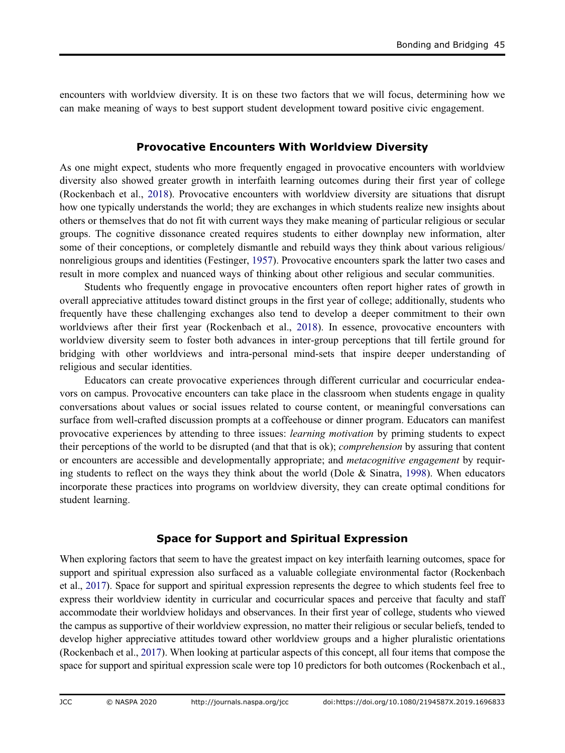encounters with worldview diversity. It is on these two factors that we will focus, determining how we can make meaning of ways to best support student development toward positive civic engagement.

## Provocative Encounters With Worldview Diversity

As one might expect, students who more frequently engaged in provocative encounters with worldview diversity also showed greater growth in interfaith learning outcomes during their first year of college (Rockenbach et al., 2018). Provocative encounters with worldview diversity are situations that disrupt how one typically understands the world; they are exchanges in which students realize new insights about others or themselves that do not fit with current ways they make meaning of particular religious or secular groups. The cognitive dissonance created requires students to either downplay new information, alter some of their conceptions, or completely dismantle and rebuild ways they think about various religious/nonreligious groups and identities (Festinger, 1957). Provocative encounters spark the latter two cases and result in more complex and nuanced ways of thinking about other religious and secular communities.

Students who frequently engage in provocative encounters often report higher rates of growth in overall appreciative attitudes toward distinct groups in the first year of college; additionally, students who frequently have these challenging exchanges also tend to develop a deeper commitment to their own worldviews after their first year (Rockenbach et al., 2018). In essence, provocative encounters with worldview diversity seem to foster both advances in inter-group perceptions that till fertile ground for bridging with other worldviews and intra-personal mind-sets that inspire deeper understanding of religious and secular identities.

Educators can create provocative experiences through different curricular and cocurricular endeavors on campus. Provocative encounters can take place in the classroom when students engage in quality conversations about values or social issues related to course content, or meaningful conversations can surface from well-crafted discussion prompts at a coffeehouse or dinner program. Educators can manifest provocative experiences by attending to three issues: *learning motivation* by priming students to expect their perceptions of the world to be disrupted (and that that is ok); *comprehension* by assuring that content or encounters are accessible and developmentally appropriate; and *metacognitive engagement* by requiring students to reflect on the ways they think about the world (Dole & Sinatra, 1998). When educators incorporate these practices into programs on worldview diversity, they can create optimal conditions for student learning.

## Space for Support and Spiritual Expression

When exploring factors that seem to have the greatest impact on key interfaith learning outcomes, space for support and spiritual expression also surfaced as a valuable collegiate environmental factor (Rockenbach et al., 2017). Space for support and spiritual expression represents the degree to which students feel free to express their worldview identity in curricular and cocurricular spaces and perceive that faculty and staff accommodate their worldview holidays and observances. In their first year of college, students who viewed the campus as supportive of their worldview expression, no matter their religious or secular beliefs, tended to develop higher appreciative attitudes toward other worldview groups and a higher pluralistic orientations (Rockenbach et al., 2017). When looking at particular aspects of this concept, all four items that compose the space for support and spiritual expression scale were top 10 predictors for both outcomes (Rockenbach et al.,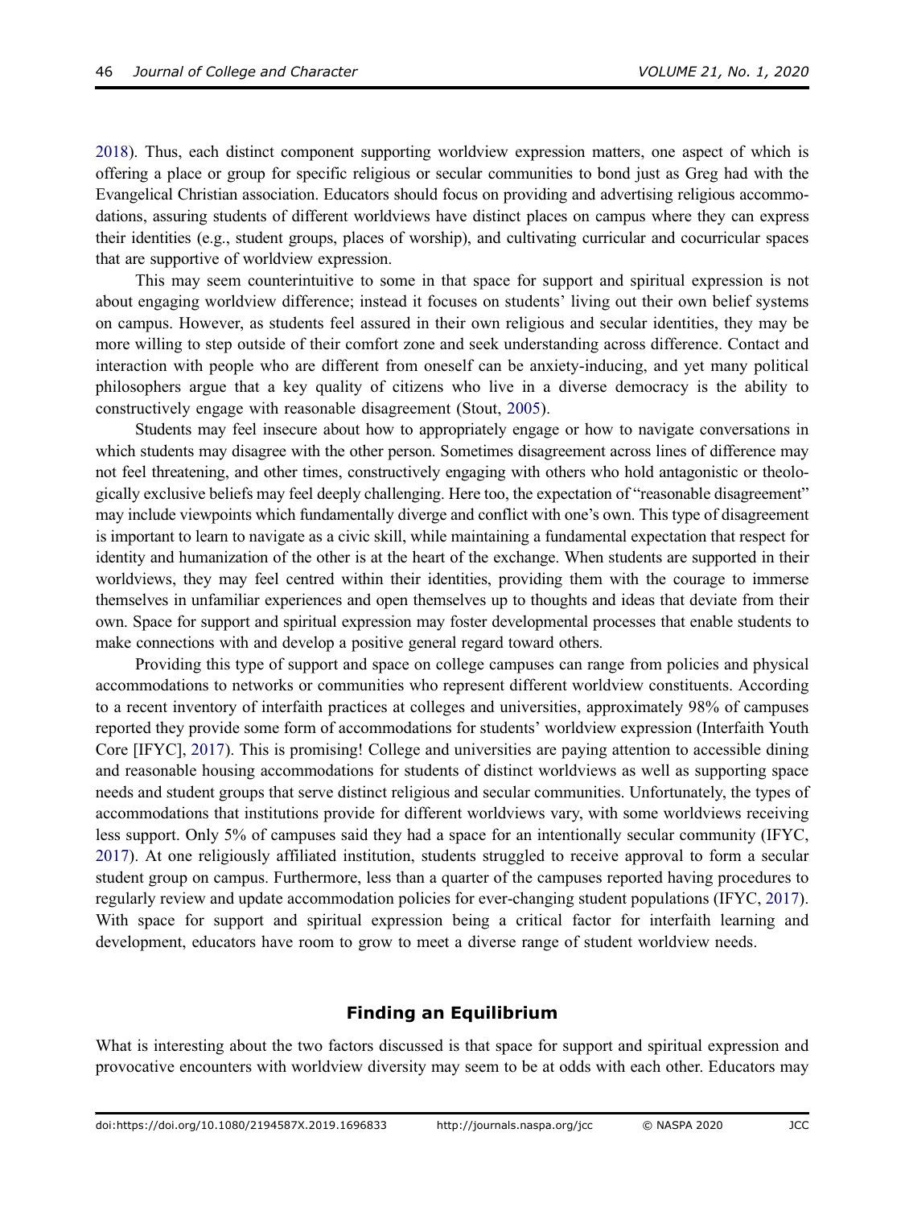2018). Thus, each distinct component supporting worldview expression matters, one aspect of which is offering a place or group for specific religious or secular communities to bond just as Greg had with the Evangelical Christian association. Educators should focus on providing and advertising religious accommodations, assuring students of different worldviews have distinct places on campus where they can express their identities (e.g., student groups, places of worship), and cultivating curricular and cocurricular spaces that are supportive of worldview expression.

This may seem counterintuitive to some in that space for support and spiritual expression is not about engaging worldview difference; instead it focuses on students' living out their own belief systems on campus. However, as students feel assured in their own religious and secular identities, they may be more willing to step outside of their comfort zone and seek understanding across difference. Contact and interaction with people who are different from oneself can be anxiety-inducing, and yet many political philosophers argue that a key quality of citizens who live in a diverse democracy is the ability to constructively engage with reasonable disagreement (Stout, 2005).

Students may feel insecure about how to appropriately engage or how to navigate conversations in which students may disagree with the other person. Sometimes disagreement across lines of difference may not feel threatening, and other times, constructively engaging with others who hold antagonistic or theologically exclusive beliefs may feel deeply challenging. Here too, the expectation of "reasonable disagreement" may include viewpoints which fundamentally diverge and conflict with one's own. This type of disagreement is important to learn to navigate as a civic skill, while maintaining a fundamental expectation that respect for identity and humanization of the other is at the heart of the exchange. When students are supported in their worldviews, they may feel centred within their identities, providing them with the courage to immerse themselves in unfamiliar experiences and open themselves up to thoughts and ideas that deviate from their own. Space for support and spiritual expression may foster developmental processes that enable students to make connections with and develop a positive general regard toward others.

Providing this type of support and space on college campuses can range from policies and physical accommodations to networks or communities who represent different worldview constituents. According to a recent inventory of interfaith practices at colleges and universities, approximately 98% of campuses reported they provide some form of accommodations for students' worldview expression (Interfaith Youth Core [IFYC], 2017). This is promising! College and universities are paying attention to accessible dining and reasonable housing accommodations for students of distinct worldviews as well as supporting space needs and student groups that serve distinct religious and secular communities. Unfortunately, the types of accommodations that institutions provide for different worldviews vary, with some worldviews receiving less support. Only 5% of campuses said they had a space for an intentionally secular community (IFYC, 2017). At one religiously affiliated institution, students struggled to receive approval to form a secular student group on campus. Furthermore, less than a quarter of the campuses reported having procedures to regularly review and update accommodation policies for ever-changing student populations (IFYC, 2017). With space for support and spiritual expression being a critical factor for interfaith learning and development, educators have room to grow to meet a diverse range of student worldview needs.

## Finding an Equilibrium

What is interesting about the two factors discussed is that space for support and spiritual expression and provocative encounters with worldview diversity may seem to be at odds with each other. Educators may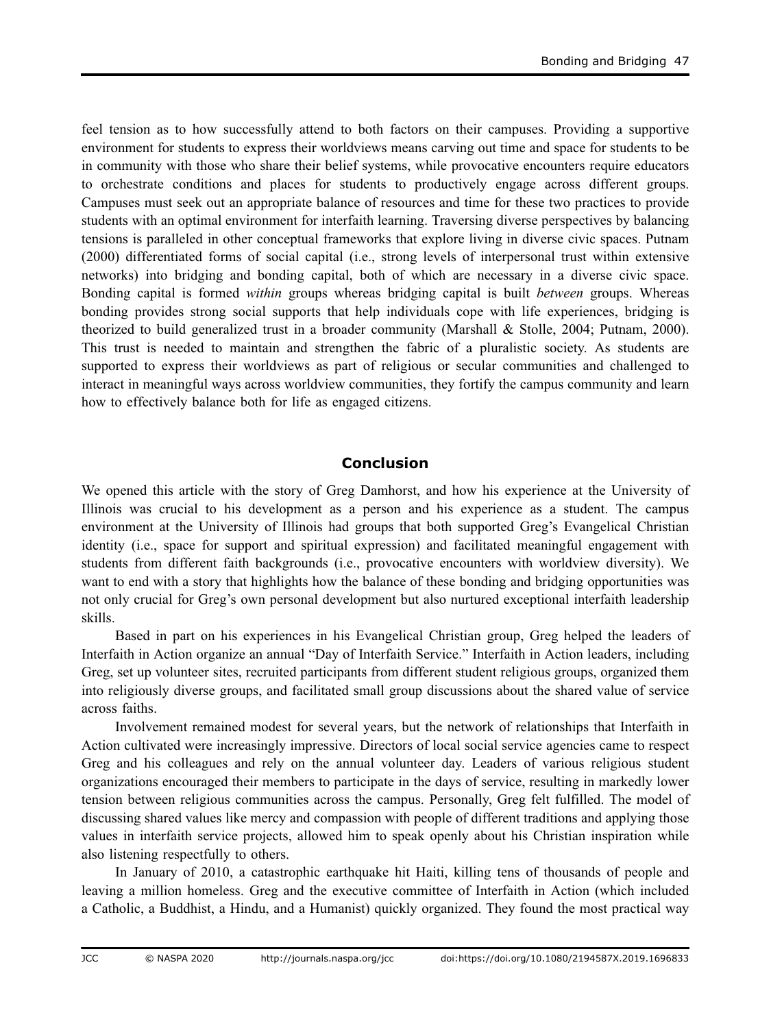feel tension as to how successfully attend to both factors on their campuses. Providing a supportive environment for students to express their worldviews means carving out time and space for students to be in community with those who share their belief systems, while provocative encounters require educators to orchestrate conditions and places for students to productively engage across different groups. Campuses must seek out an appropriate balance of resources and time for these two practices to provide students with an optimal environment for interfaith learning. Traversing diverse perspectives by balancing tensions is paralleled in other conceptual frameworks that explore living in diverse civic spaces. Putnam (2000) differentiated forms of social capital (i.e., strong levels of interpersonal trust within extensive networks) into bridging and bonding capital, both of which are necessary in a diverse civic space. Bonding capital is formed *within* groups whereas bridging capital is built *between* groups. Whereas bonding provides strong social supports that help individuals cope with life experiences, bridging is theorized to build generalized trust in a broader community (Marshall & Stolle, 2004; Putnam, 2000). This trust is needed to maintain and strengthen the fabric of a pluralistic society. As students are supported to express their worldviews as part of religious or secular communities and challenged to interact in meaningful ways across worldview communities, they fortify the campus community and learn how to effectively balance both for life as engaged citizens.

## Conclusion

We opened this article with the story of Greg Damhorst, and how his experience at the University of Illinois was crucial to his development as a person and his experience as a student. The campus environment at the University of Illinois had groups that both supported Greg's Evangelical Christian identity (i.e., space for support and spiritual expression) and facilitated meaningful engagement with students from different faith backgrounds (i.e., provocative encounters with worldview diversity). We want to end with a story that highlights how the balance of these bonding and bridging opportunities was not only crucial for Greg's own personal development but also nurtured exceptional interfaith leadership skills.

Based in part on his experiences in his Evangelical Christian group, Greg helped the leaders of Interfaith in Action organize an annual "Day of Interfaith Service." Interfaith in Action leaders, including Greg, set up volunteer sites, recruited participants from different student religious groups, organized them into religiously diverse groups, and facilitated small group discussions about the shared value of service across faiths.

Involvement remained modest for several years, but the network of relationships that Interfaith in Action cultivated were increasingly impressive. Directors of local social service agencies came to respect Greg and his colleagues and rely on the annual volunteer day. Leaders of various religious student organizations encouraged their members to participate in the days of service, resulting in markedly lower tension between religious communities across the campus. Personally, Greg felt fulfilled. The model of discussing shared values like mercy and compassion with people of different traditions and applying those values in interfaith service projects, allowed him to speak openly about his Christian inspiration while also listening respectfully to others.

In January of 2010, a catastrophic earthquake hit Haiti, killing tens of thousands of people and leaving a million homeless. Greg and the executive committee of Interfaith in Action (which included a Catholic, a Buddhist, a Hindu, and a Humanist) quickly organized. They found the most practical way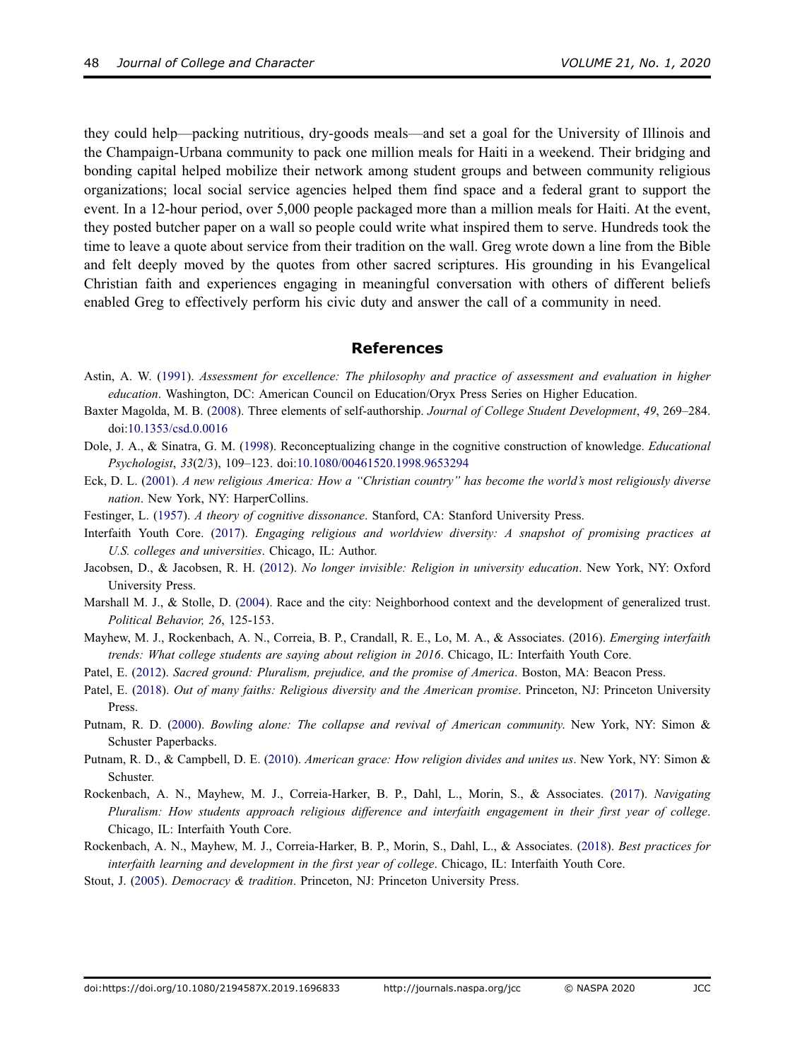they could help—packing nutritious, dry-goods meals—and set a goal for the University of Illinois and the Champaign-Urbana community to pack one million meals for Haiti in a weekend. Their bridging and bonding capital helped mobilize their network among student groups and between community religious organizations; local social service agencies helped them find space and a federal grant to support the event. In a 12-hour period, over 5,000 people packaged more than a million meals for Haiti. At the event, they posted butcher paper on a wall so people could write what inspired them to serve. Hundreds took the time to leave a quote about service from their tradition on the wall. Greg wrote down a line from the Bible and felt deeply moved by the quotes from other sacred scriptures. His grounding in his Evangelical Christian faith and experiences engaging in meaningful conversation with others of different beliefs enabled Greg to effectively perform his civic duty and answer the call of a community in need.

## References

Astin, A. W. (1991). *Assessment for excellence: The philosophy and practice of assessment and evaluation in higher education*. Washington, DC: American Council on Education/Oryx Press Series on Higher Education.

Baxter Magolda, M. B. (2008). Three elements of self-authorship. *Journal of College Student Development*, *49*, 269–284. doi:10.1353/csd.0.0016

Dole, J. A., & Sinatra, G. M. (1998). Reconceptualizing change in the cognitive construction of knowledge. *Educational Psychologist*, *33*(2/3), 109–123. doi:10.1080/00461520.1998.9653294

Eck, D. L. (2001). *A new religious America: How a "Christian country" has become the world's most religiously diverse nation*. New York, NY: HarperCollins.

Festinger, L. (1957). *A theory of cognitive dissonance*. Stanford, CA: Stanford University Press.

Interfaith Youth Core. (2017). *Engaging religious and worldview diversity: A snapshot of promising practices at U.S. colleges and universities*. Chicago, IL: Author.

Jacobsen, D., & Jacobsen, R. H. (2012). *No longer invisible: Religion in university education*. New York, NY: Oxford University Press.

Marshall M. J., & Stolle, D. (2004). Race and the city: Neighborhood context and the development of generalized trust. *Political Behavior, 26*, 125-153.

Mayhew, M. J., Rockenbach, A. N., Correia, B. P., Crandall, R. E., Lo, M. A., & Associates. (2016). *Emerging interfaith trends: What college students are saying about religion in 2016*. Chicago, IL: Interfaith Youth Core.

Patel, E. (2012). *Sacred ground: Pluralism, prejudice, and the promise of America*. Boston, MA: Beacon Press.

Patel, E. (2018). *Out of many faiths: Religious diversity and the American promise*. Princeton, NJ: Princeton University Press.

Putnam, R. D. (2000). *Bowling alone: The collapse and revival of American community*. New York, NY: Simon & Schuster Paperbacks.

Putnam, R. D., & Campbell, D. E. (2010). *American grace: How religion divides and unites us*. New York, NY: Simon & Schuster.

Rockenbach, A. N., Mayhew, M. J., Correia-Harker, B. P., Dahl, L., Morin, S., & Associates. (2017). *Navigating Pluralism: How students approach religious difference and interfaith engagement in their first year of college*. Chicago, IL: Interfaith Youth Core.

Rockenbach, A. N., Mayhew, M. J., Correia-Harker, B. P., Morin, S., Dahl, L., & Associates. (2018). *Best practices for interfaith learning and development in the first year of college*. Chicago, IL: Interfaith Youth Core.

Stout, J. (2005). *Democracy & tradition*. Princeton, NJ: Princeton University Press.